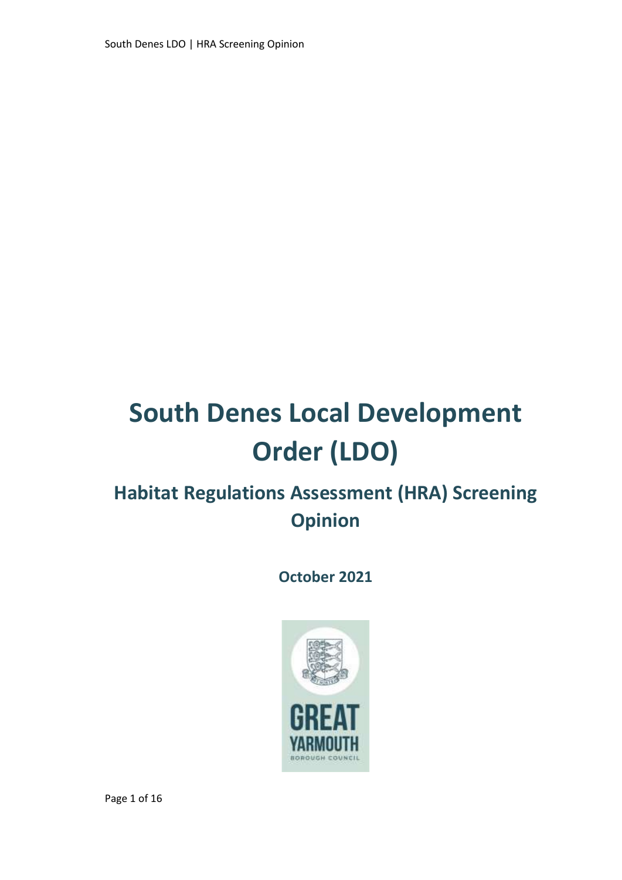# South Denes Local Development Order (LDO)

## Habitat Regulations Assessment (HRA) Screening Opinion

**October 2021**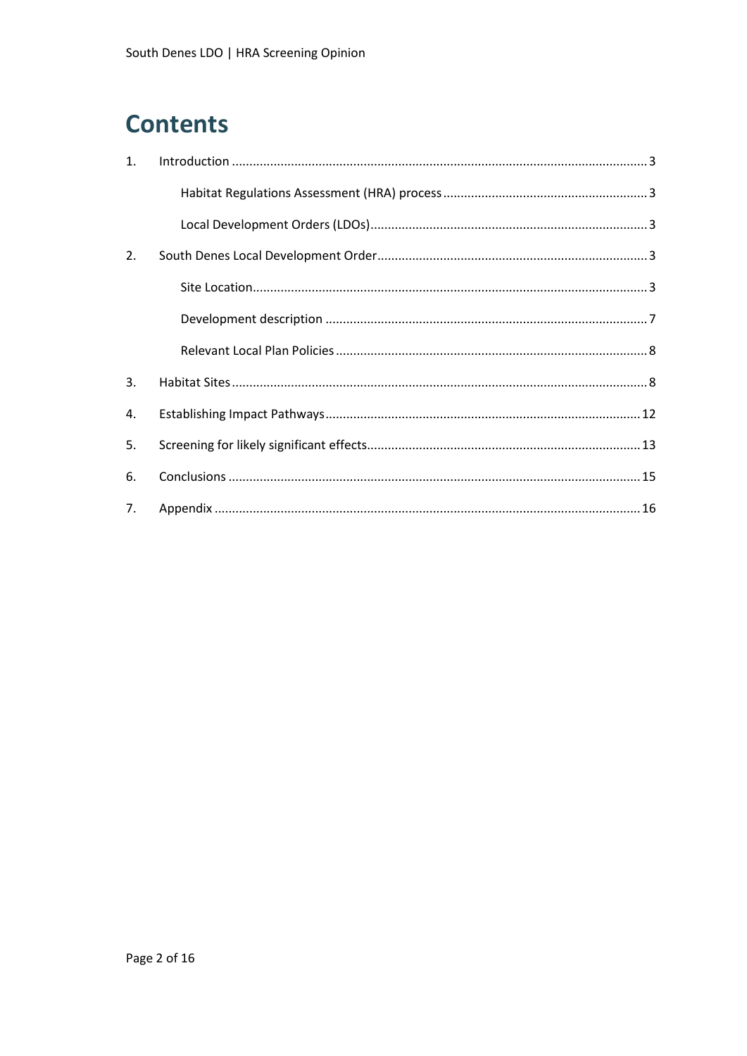# Contents

1. Introduction ... 3
   - Habitat Regulations Assessment (HRA) process ... 3
   - Local Development Orders (LDOs) ... 3
2. South Denes Local Development Order ... 3
   - Site Location ... 3
   - Development description ... 7
   - Relevant Local Plan Policies ... 8
3. Habitat Sites ... 8
4. Establishing Impact Pathways ... 12
5. Screening for likely significant effects ... 13
6. Conclusions ... 15
7. Appendix ... 16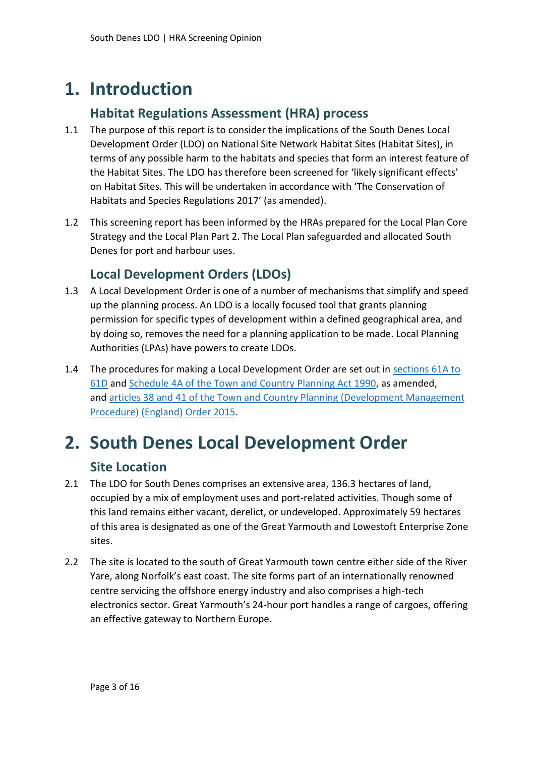# 1. Introduction

## Habitat Regulations Assessment (HRA) process

1.1 The purpose of this report is to consider the implications of the South Denes Local Development Order (LDO) on National Site Network Habitat Sites (Habitat Sites), in terms of any possible harm to the habitats and species that form an interest feature of the Habitat Sites. The LDO has therefore been screened for 'likely significant effects' on Habitat Sites. This will be undertaken in accordance with 'The Conservation of Habitats and Species Regulations 2017' (as amended).

1.2 This screening report has been informed by the HRAs prepared for the Local Plan Core Strategy and the Local Plan Part 2. The Local Plan safeguarded and allocated South Denes for port and harbour uses.

## Local Development Orders (LDOs)

1.3 A Local Development Order is one of a number of mechanisms that simplify and speed up the planning process. An LDO is a locally focused tool that grants planning permission for specific types of development within a defined geographical area, and by doing so, removes the need for a planning application to be made. Local Planning Authorities (LPAs) have powers to create LDOs.

1.4 The procedures for making a Local Development Order are set out in sections 61A to 61D and Schedule 4A of the Town and Country Planning Act 1990, as amended, and articles 38 and 41 of the Town and Country Planning (Development Management Procedure) (England) Order 2015.

# 2. South Denes Local Development Order

## Site Location

2.1 The LDO for South Denes comprises an extensive area, 136.3 hectares of land, occupied by a mix of employment uses and port-related activities. Though some of this land remains either vacant, derelict, or undeveloped. Approximately 59 hectares of this area is designated as one of the Great Yarmouth and Lowestoft Enterprise Zone sites.

2.2 The site is located to the south of Great Yarmouth town centre either side of the River Yare, along Norfolk's east coast. The site forms part of an internationally renowned centre servicing the offshore energy industry and also comprises a high-tech electronics sector. Great Yarmouth's 24-hour port handles a range of cargoes, offering an effective gateway to Northern Europe.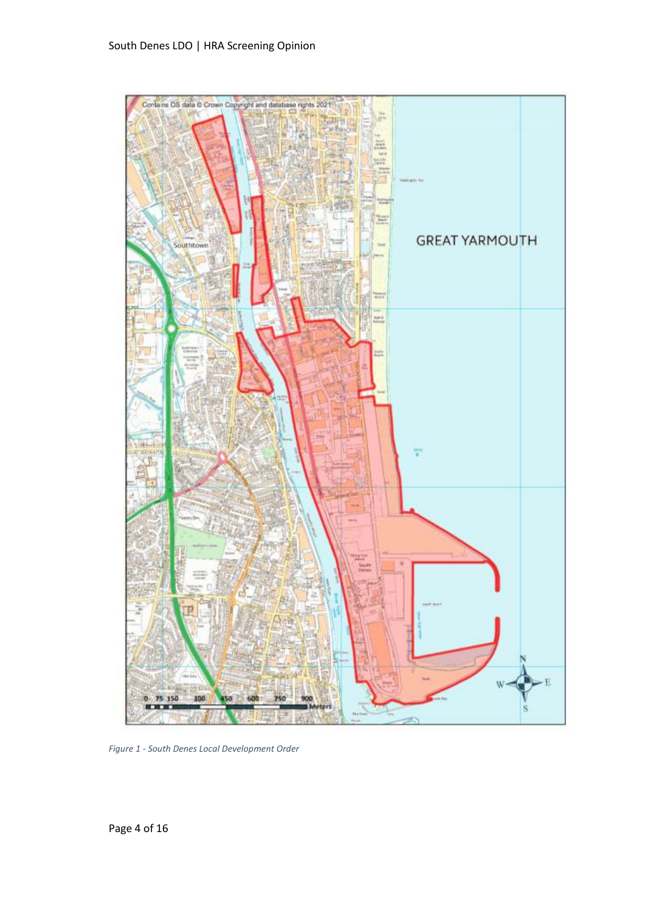*Figure 1 - South Denes Local Development Order*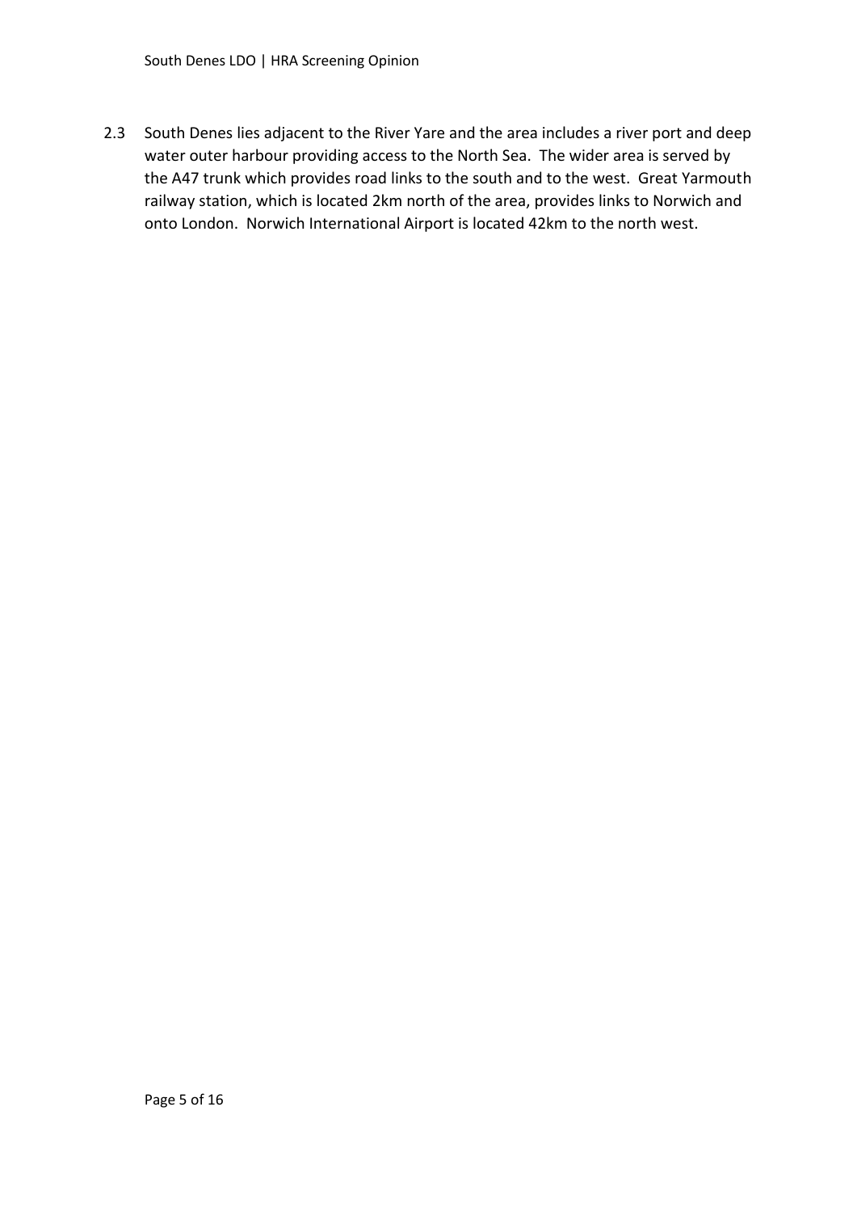2.3 South Denes lies adjacent to the River Yare and the area includes a river port and deep water outer harbour providing access to the North Sea. The wider area is served by the A47 trunk which provides road links to the south and to the west. Great Yarmouth railway station, which is located 2km north of the area, provides links to Norwich and onto London. Norwich International Airport is located 42km to the north west.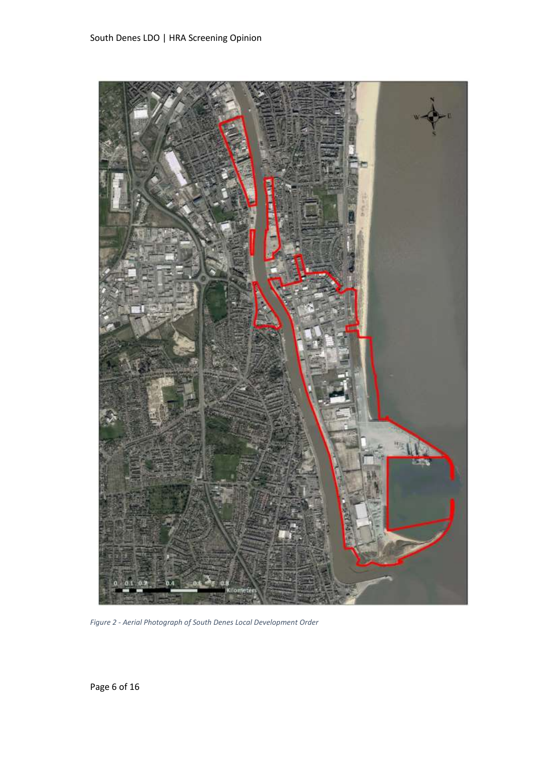*Figure 2 - Aerial Photograph of South Denes Local Development Order*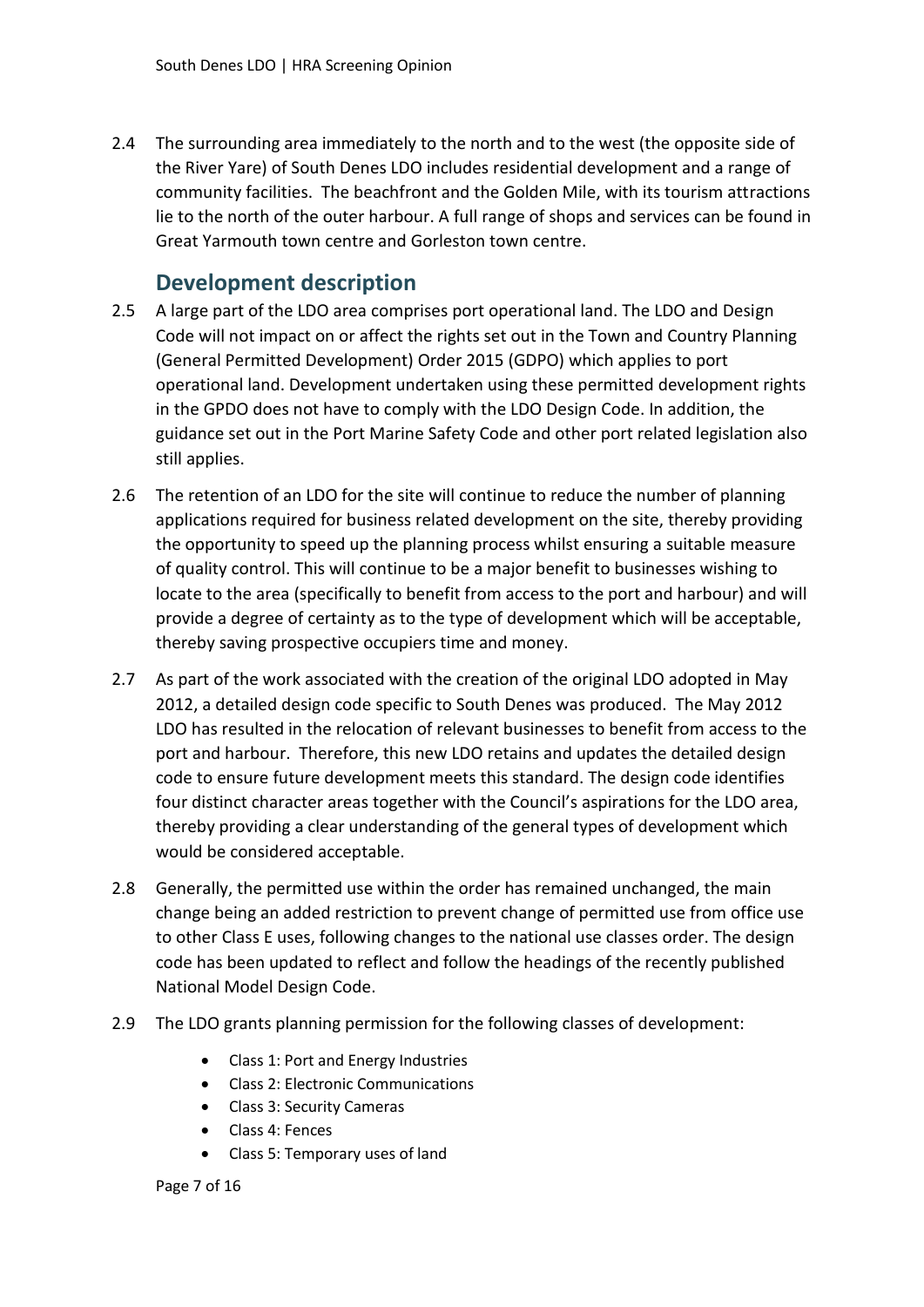2.4 The surrounding area immediately to the north and to the west (the opposite side of the River Yare) of South Denes LDO includes residential development and a range of community facilities. The beachfront and the Golden Mile, with its tourism attractions lie to the north of the outer harbour. A full range of shops and services can be found in Great Yarmouth town centre and Gorleston town centre.

## Development description

2.5 A large part of the LDO area comprises port operational land. The LDO and Design Code will not impact on or affect the rights set out in the Town and Country Planning (General Permitted Development) Order 2015 (GDPO) which applies to port operational land. Development undertaken using these permitted development rights in the GPDO does not have to comply with the LDO Design Code. In addition, the guidance set out in the Port Marine Safety Code and other port related legislation also still applies.

2.6 The retention of an LDO for the site will continue to reduce the number of planning applications required for business related development on the site, thereby providing the opportunity to speed up the planning process whilst ensuring a suitable measure of quality control. This will continue to be a major benefit to businesses wishing to locate to the area (specifically to benefit from access to the port and harbour) and will provide a degree of certainty as to the type of development which will be acceptable, thereby saving prospective occupiers time and money.

2.7 As part of the work associated with the creation of the original LDO adopted in May 2012, a detailed design code specific to South Denes was produced. The May 2012 LDO has resulted in the relocation of relevant businesses to benefit from access to the port and harbour. Therefore, this new LDO retains and updates the detailed design code to ensure future development meets this standard. The design code identifies four distinct character areas together with the Council's aspirations for the LDO area, thereby providing a clear understanding of the general types of development which would be considered acceptable.

2.8 Generally, the permitted use within the order has remained unchanged, the main change being an added restriction to prevent change of permitted use from office use to other Class E uses, following changes to the national use classes order. The design code has been updated to reflect and follow the headings of the recently published National Model Design Code.

2.9 The LDO grants planning permission for the following classes of development:

- Class 1: Port and Energy Industries
- Class 2: Electronic Communications
- Class 3: Security Cameras
- Class 4: Fences
- Class 5: Temporary uses of land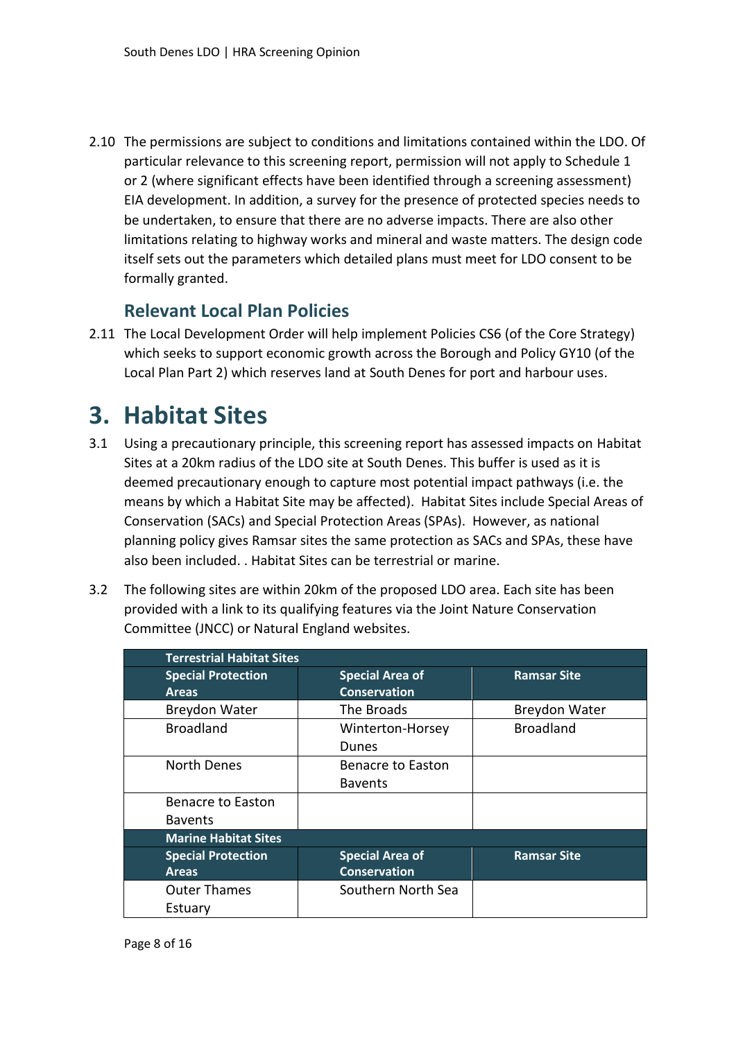2.10 The permissions are subject to conditions and limitations contained within the LDO. Of particular relevance to this screening report, permission will not apply to Schedule 1 or 2 (where significant effects have been identified through a screening assessment) EIA development. In addition, a survey for the presence of protected species needs to be undertaken, to ensure that there are no adverse impacts. There are also other limitations relating to highway works and mineral and waste matters. The design code itself sets out the parameters which detailed plans must meet for LDO consent to be formally granted.

### Relevant Local Plan Policies

2.11 The Local Development Order will help implement Policies CS6 (of the Core Strategy) which seeks to support economic growth across the Borough and Policy GY10 (of the Local Plan Part 2) which reserves land at South Denes for port and harbour uses.

# 3. Habitat Sites

3.1 Using a precautionary principle, this screening report has assessed impacts on Habitat Sites at a 20km radius of the LDO site at South Denes. This buffer is used as it is deemed precautionary enough to capture most potential impact pathways (i.e. the means by which a Habitat Site may be affected). Habitat Sites include Special Areas of Conservation (SACs) and Special Protection Areas (SPAs). However, as national planning policy gives Ramsar sites the same protection as SACs and SPAs, these have also been included. . Habitat Sites can be terrestrial or marine.

3.2 The following sites are within 20km of the proposed LDO area. Each site has been provided with a link to its qualifying features via the Joint Nature Conservation Committee (JNCC) or Natural England websites.

| **Terrestrial Habitat Sites** | | |
|---|---|---|
| **Special Protection Areas** | **Special Area of Conservation** | **Ramsar Site** |
| Breydon Water | The Broads | Breydon Water |
| Broadland | Winterton-Horsey Dunes | Broadland |
| North Denes | Benacre to Easton Bavents | |
| Benacre to Easton Bavents | | |
| **Marine Habitat Sites** | | |
| **Special Protection Areas** | **Special Area of Conservation** | **Ramsar Site** |
| Outer Thames Estuary | Southern North Sea | |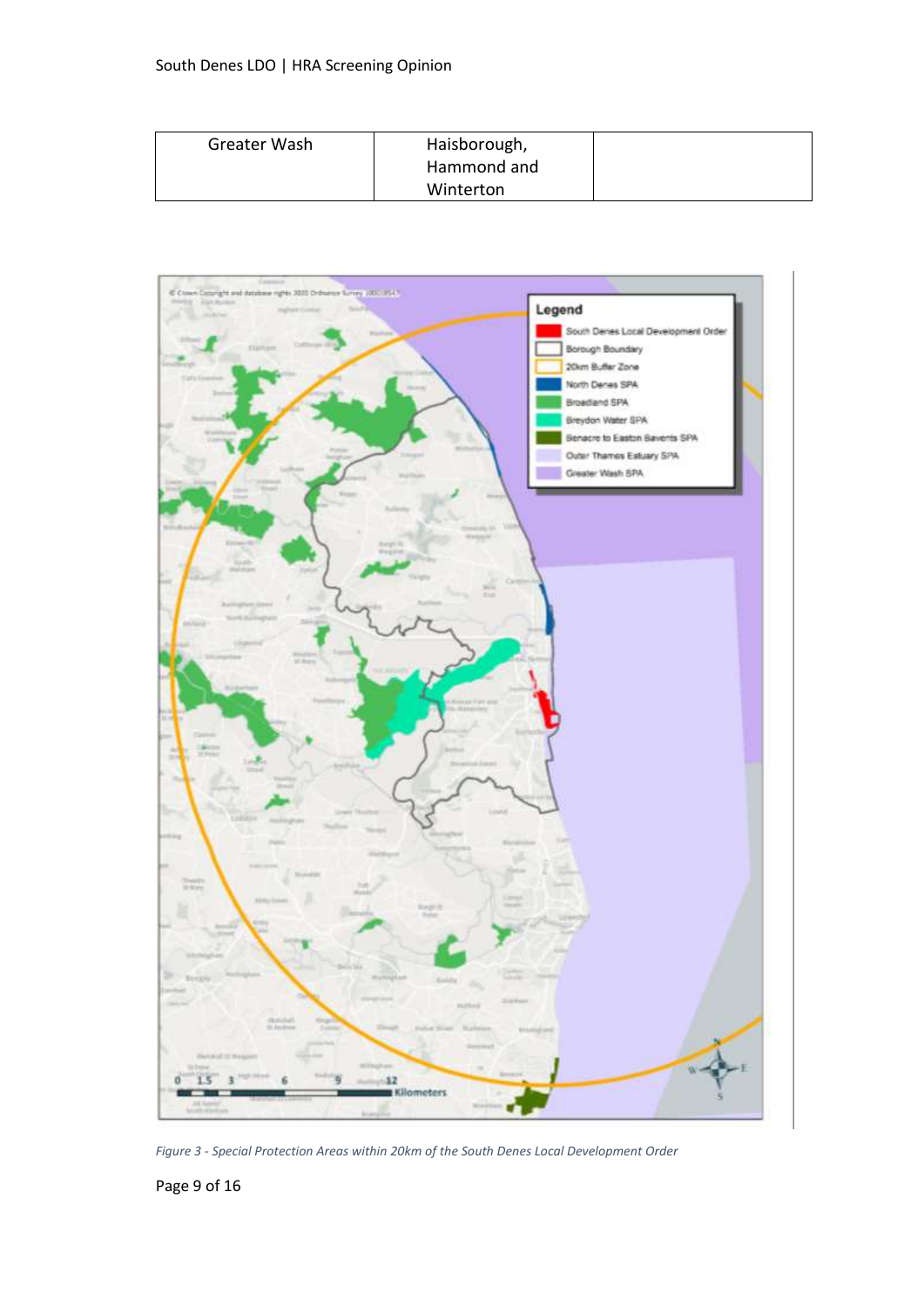| Greater Wash | Haisborough, Hammond and Winterton | |
| --- | --- | --- |

*Figure 3 - Special Protection Areas within 20km of the South Denes Local Development Order*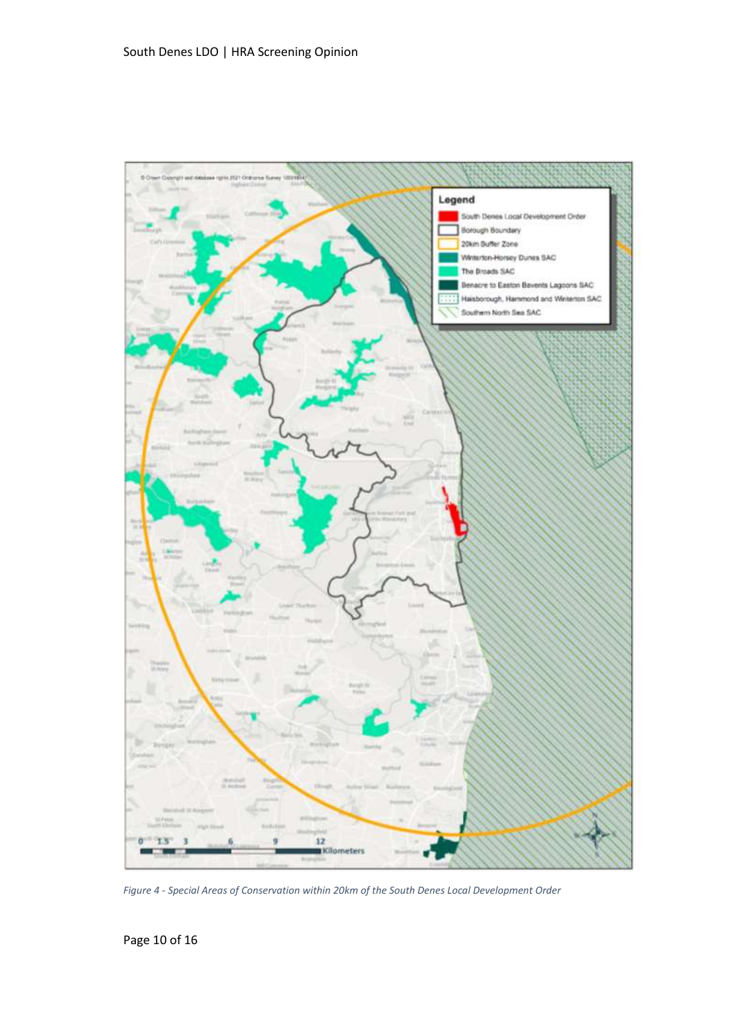*Figure 4 - Special Areas of Conservation within 20km of the South Denes Local Development Order*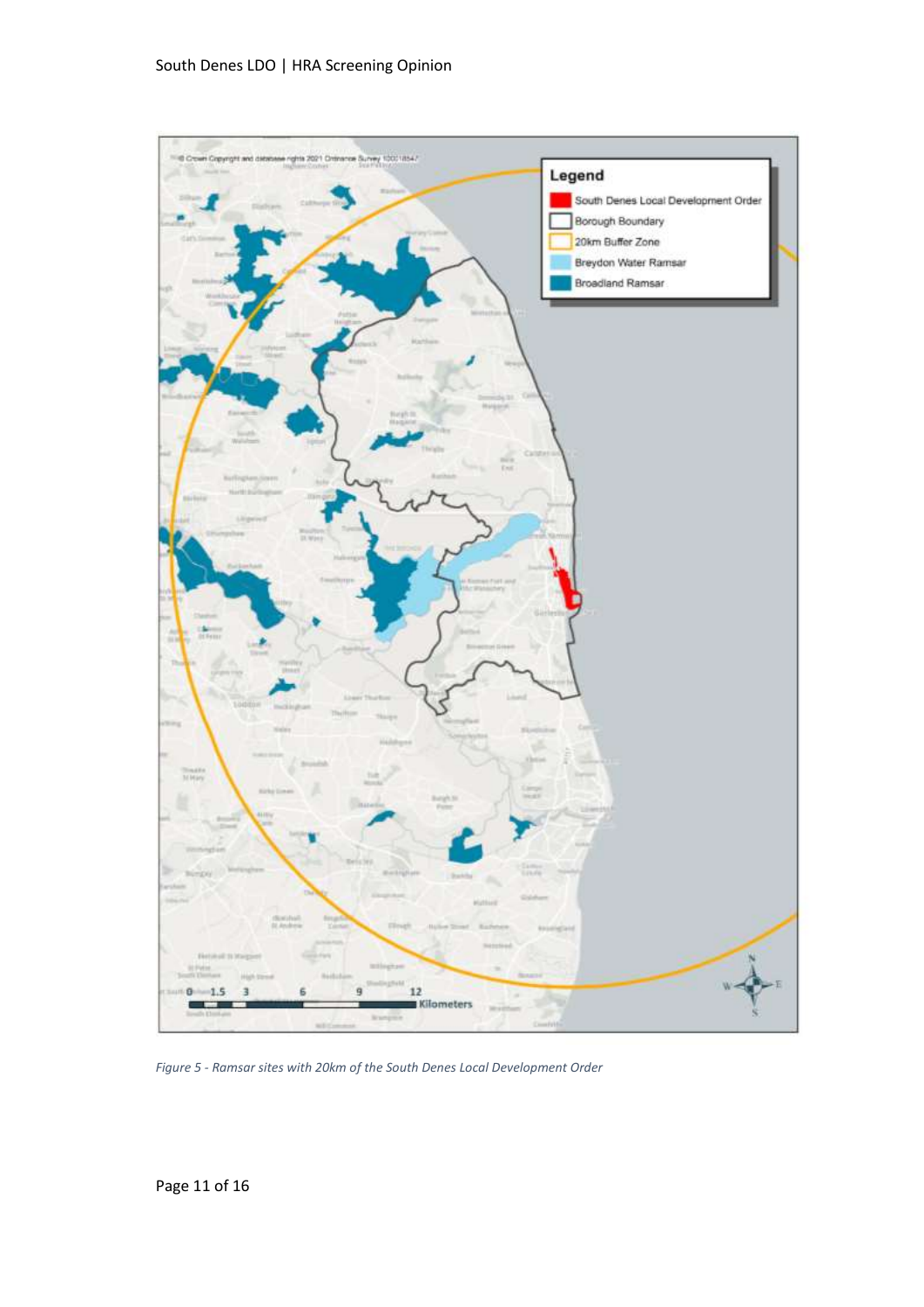*Figure 5 - Ramsar sites with 20km of the South Denes Local Development Order*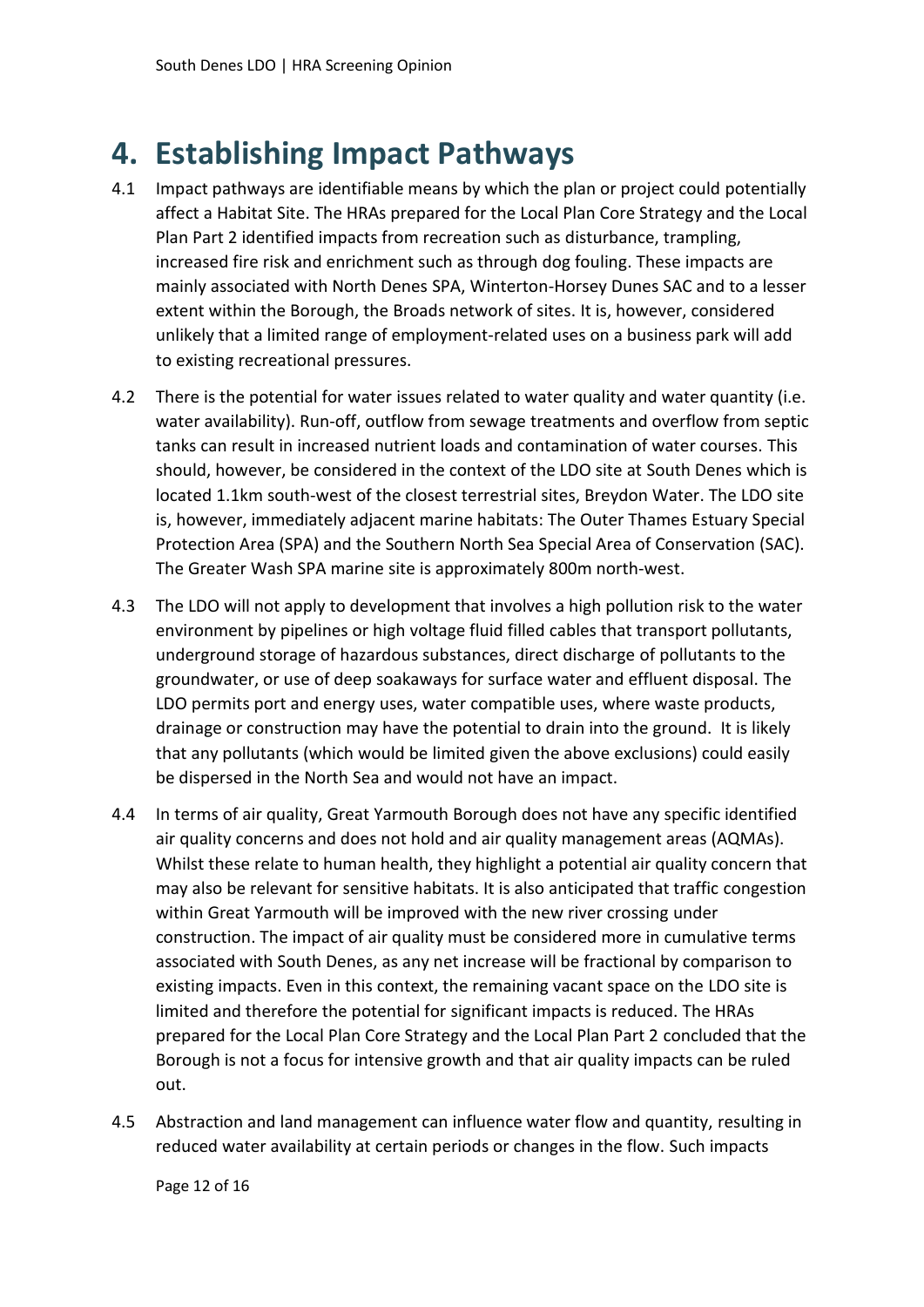# 4. Establishing Impact Pathways

4.1 Impact pathways are identifiable means by which the plan or project could potentially affect a Habitat Site. The HRAs prepared for the Local Plan Core Strategy and the Local Plan Part 2 identified impacts from recreation such as disturbance, trampling, increased fire risk and enrichment such as through dog fouling. These impacts are mainly associated with North Denes SPA, Winterton-Horsey Dunes SAC and to a lesser extent within the Borough, the Broads network of sites. It is, however, considered unlikely that a limited range of employment-related uses on a business park will add to existing recreational pressures.

4.2 There is the potential for water issues related to water quality and water quantity (i.e. water availability). Run-off, outflow from sewage treatments and overflow from septic tanks can result in increased nutrient loads and contamination of water courses. This should, however, be considered in the context of the LDO site at South Denes which is located 1.1km south-west of the closest terrestrial sites, Breydon Water. The LDO site is, however, immediately adjacent marine habitats: The Outer Thames Estuary Special Protection Area (SPA) and the Southern North Sea Special Area of Conservation (SAC). The Greater Wash SPA marine site is approximately 800m north-west.

4.3 The LDO will not apply to development that involves a high pollution risk to the water environment by pipelines or high voltage fluid filled cables that transport pollutants, underground storage of hazardous substances, direct discharge of pollutants to the groundwater, or use of deep soakaways for surface water and effluent disposal. The LDO permits port and energy uses, water compatible uses, where waste products, drainage or construction may have the potential to drain into the ground. It is likely that any pollutants (which would be limited given the above exclusions) could easily be dispersed in the North Sea and would not have an impact.

4.4 In terms of air quality, Great Yarmouth Borough does not have any specific identified air quality concerns and does not hold and air quality management areas (AQMAs). Whilst these relate to human health, they highlight a potential air quality concern that may also be relevant for sensitive habitats. It is also anticipated that traffic congestion within Great Yarmouth will be improved with the new river crossing under construction. The impact of air quality must be considered more in cumulative terms associated with South Denes, as any net increase will be fractional by comparison to existing impacts. Even in this context, the remaining vacant space on the LDO site is limited and therefore the potential for significant impacts is reduced. The HRAs prepared for the Local Plan Core Strategy and the Local Plan Part 2 concluded that the Borough is not a focus for intensive growth and that air quality impacts can be ruled out.

4.5 Abstraction and land management can influence water flow and quantity, resulting in reduced water availability at certain periods or changes in the flow. Such impacts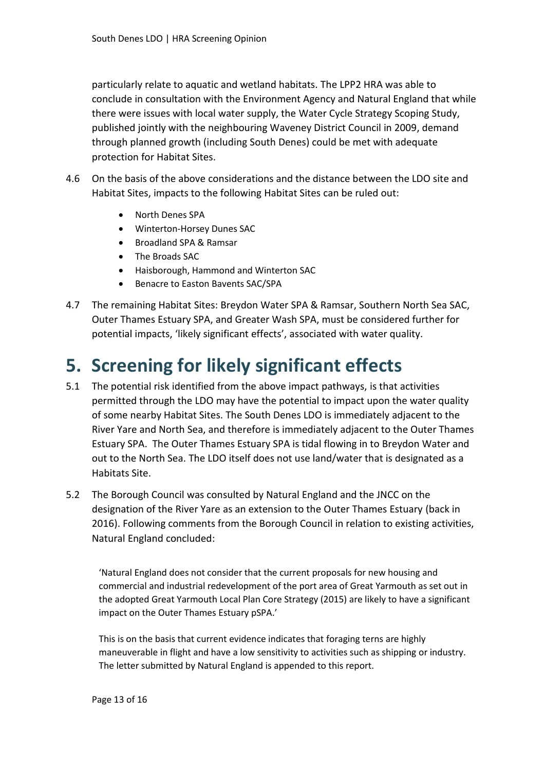particularly relate to aquatic and wetland habitats. The LPP2 HRA was able to conclude in consultation with the Environment Agency and Natural England that while there were issues with local water supply, the Water Cycle Strategy Scoping Study, published jointly with the neighbouring Waveney District Council in 2009, demand through planned growth (including South Denes) could be met with adequate protection for Habitat Sites.

4.6 On the basis of the above considerations and the distance between the LDO site and Habitat Sites, impacts to the following Habitat Sites can be ruled out:

- North Denes SPA
- Winterton-Horsey Dunes SAC
- Broadland SPA & Ramsar
- The Broads SAC
- Haisborough, Hammond and Winterton SAC
- Benacre to Easton Bavents SAC/SPA

4.7 The remaining Habitat Sites: Breydon Water SPA & Ramsar, Southern North Sea SAC, Outer Thames Estuary SPA, and Greater Wash SPA, must be considered further for potential impacts, 'likely significant effects', associated with water quality.

# 5. Screening for likely significant effects

5.1 The potential risk identified from the above impact pathways, is that activities permitted through the LDO may have the potential to impact upon the water quality of some nearby Habitat Sites. The South Denes LDO is immediately adjacent to the River Yare and North Sea, and therefore is immediately adjacent to the Outer Thames Estuary SPA. The Outer Thames Estuary SPA is tidal flowing in to Breydon Water and out to the North Sea. The LDO itself does not use land/water that is designated as a Habitats Site.

5.2 The Borough Council was consulted by Natural England and the JNCC on the designation of the River Yare as an extension to the Outer Thames Estuary (back in 2016). Following comments from the Borough Council in relation to existing activities, Natural England concluded:

> 'Natural England does not consider that the current proposals for new housing and commercial and industrial redevelopment of the port area of Great Yarmouth as set out in the adopted Great Yarmouth Local Plan Core Strategy (2015) are likely to have a significant impact on the Outer Thames Estuary pSPA.'

This is on the basis that current evidence indicates that foraging terns are highly maneuverable in flight and have a low sensitivity to activities such as shipping or industry. The letter submitted by Natural England is appended to this report.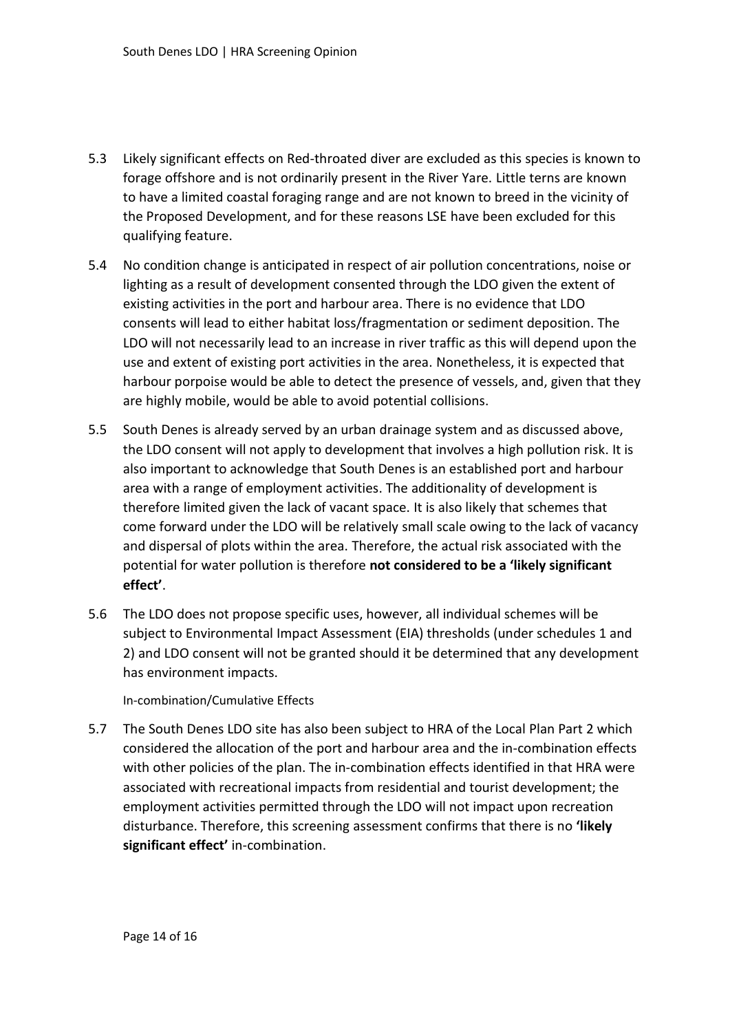5.3 Likely significant effects on Red-throated diver are excluded as this species is known to forage offshore and is not ordinarily present in the River Yare. Little terns are known to have a limited coastal foraging range and are not known to breed in the vicinity of the Proposed Development, and for these reasons LSE have been excluded for this qualifying feature.

5.4 No condition change is anticipated in respect of air pollution concentrations, noise or lighting as a result of development consented through the LDO given the extent of existing activities in the port and harbour area. There is no evidence that LDO consents will lead to either habitat loss/fragmentation or sediment deposition. The LDO will not necessarily lead to an increase in river traffic as this will depend upon the use and extent of existing port activities in the area. Nonetheless, it is expected that harbour porpoise would be able to detect the presence of vessels, and, given that they are highly mobile, would be able to avoid potential collisions.

5.5 South Denes is already served by an urban drainage system and as discussed above, the LDO consent will not apply to development that involves a high pollution risk. It is also important to acknowledge that South Denes is an established port and harbour area with a range of employment activities. The additionality of development is therefore limited given the lack of vacant space. It is also likely that schemes that come forward under the LDO will be relatively small scale owing to the lack of vacancy and dispersal of plots within the area. Therefore, the actual risk associated with the potential for water pollution is therefore **not considered to be a 'likely significant effect'**.

5.6 The LDO does not propose specific uses, however, all individual schemes will be subject to Environmental Impact Assessment (EIA) thresholds (under schedules 1 and 2) and LDO consent will not be granted should it be determined that any development has environment impacts.

In-combination/Cumulative Effects

5.7 The South Denes LDO site has also been subject to HRA of the Local Plan Part 2 which considered the allocation of the port and harbour area and the in-combination effects with other policies of the plan. The in-combination effects identified in that HRA were associated with recreational impacts from residential and tourist development; the employment activities permitted through the LDO will not impact upon recreation disturbance. Therefore, this screening assessment confirms that there is no **'likely significant effect'** in-combination.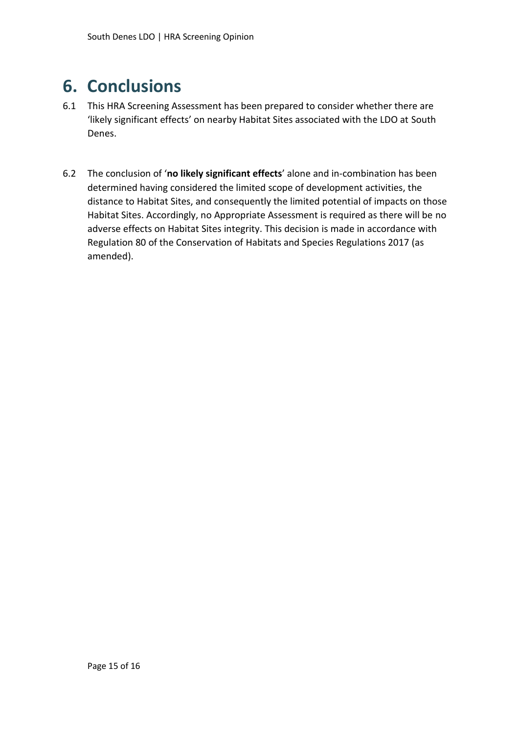# 6. Conclusions

6.1 This HRA Screening Assessment has been prepared to consider whether there are 'likely significant effects' on nearby Habitat Sites associated with the LDO at South Denes.

6.2 The conclusion of '**no likely significant effects**' alone and in-combination has been determined having considered the limited scope of development activities, the distance to Habitat Sites, and consequently the limited potential of impacts on those Habitat Sites. Accordingly, no Appropriate Assessment is required as there will be no adverse effects on Habitat Sites integrity. This decision is made in accordance with Regulation 80 of the Conservation of Habitats and Species Regulations 2017 (as amended).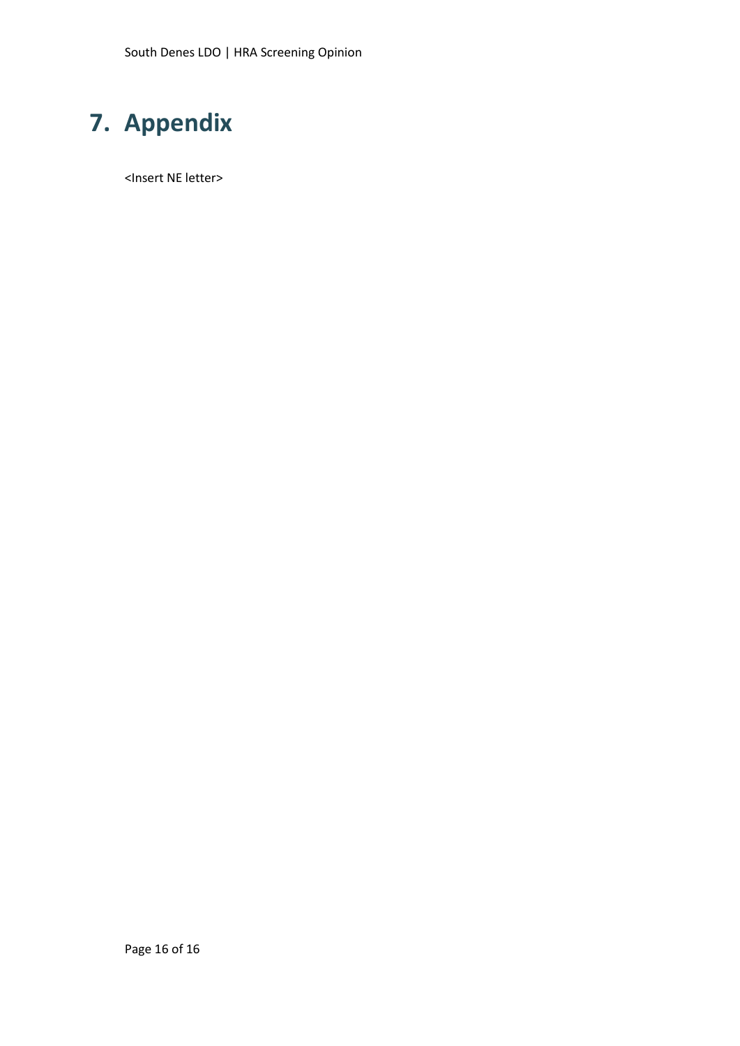# 7. Appendix

<Insert NE letter>